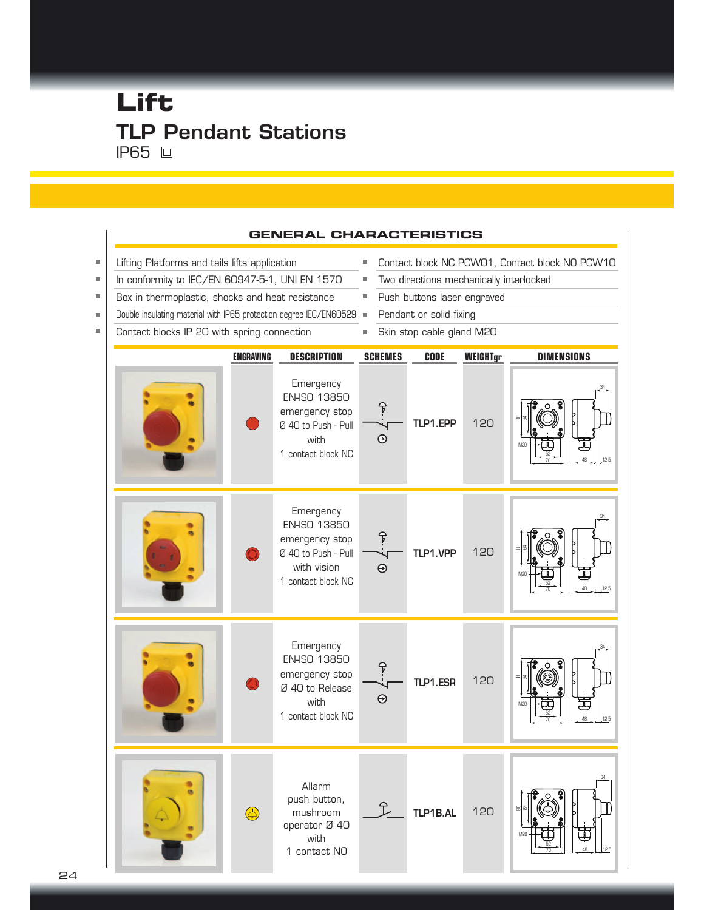# Lift

## TLP Pendant Stations

IP65 ⧈

### GENERAL CHARACTERISTICS

- Lifting Platforms and tails lifts application
- In conformity to IEC/EN 60947-5-1, UNI EN 1570
- Box in thermoplastic, shocks and heat resistance
- Double insulating material with IP65 protection degree IEC/EN60529
- Contact blocks IP 20 with spring connection
- Contact block NC PCW01, Contact block NO PCW10
- Two directions mechanically interlocked
- Push buttons laser engraved
- Pendant or solid fixing
- Skin stop cable gland M20

| | ENGRAVING | DESCRIPTION | SCHEMES | CODE | WEIGHTgr | DIMENSIONS |
|---|---|---|---|---|---|---|
| | | Emergency EN-ISO 13850 emergency stop Ø 40 to Push - Pull with 1 contact block NC | | TLP1.EPP | 120 | |
| | | Emergency EN-ISO 13850 emergency stop Ø 40 to Push - Pull with vision 1 contact block NC | | TLP1.VPP | 120 | |
| | | Emergency EN-ISO 13850 emergency stop Ø 40 to Release with 1 contact block NC | | TLP1.ESR | 120 | |
| | | Allarm push button, mushroom operator Ø 40 with 1 contact NO | | TLP1B.AL | 120 | |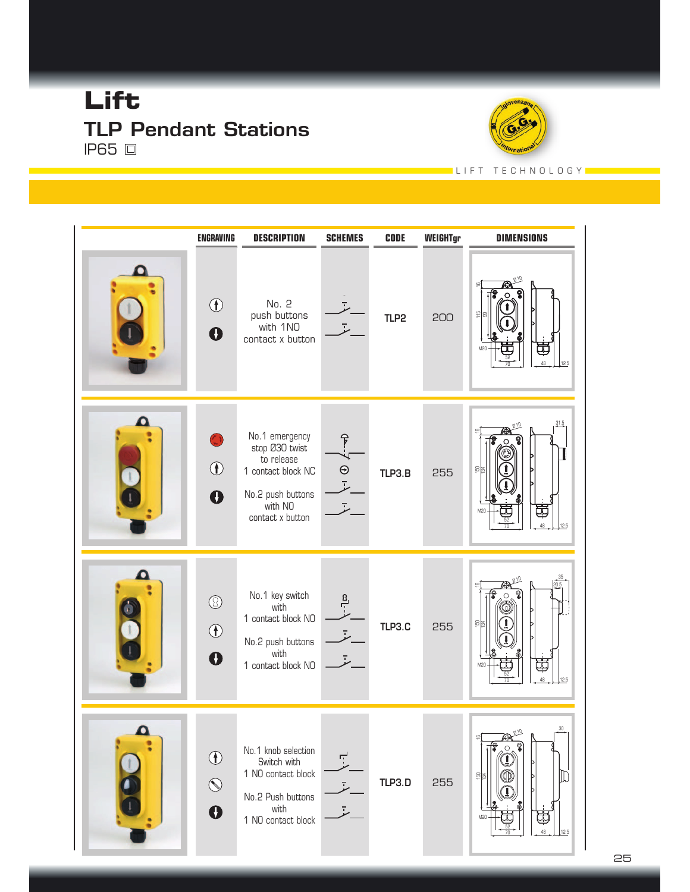# Lift

## TLP Pendant Stations

IP65 ◻

LIFT TECHNOLOGY

| | ENGRAVING | DESCRIPTION | SCHEMES | CODE | WEIGHTgr | DIMENSIONS |
|---|---|---|---|---|---|---|
| | | No. 2 push buttons with 1NO contact x button | | TLP2 | 200 | |
| | | No.1 emergency stop Ø30 twist to release 1 contact block NC<br>No.2 push buttons with NO contact x button | | TLP3.B | 255 | |
| | | No.1 key switch with 1 contact block NO<br>No.2 push buttons with 1 contact block NO | | TLP3.C | 255 | |
| | | No.1 knob selection Switch with 1 NO contact block<br>No.2 Push buttons with 1 NO contact block | | TLP3.D | 255 | |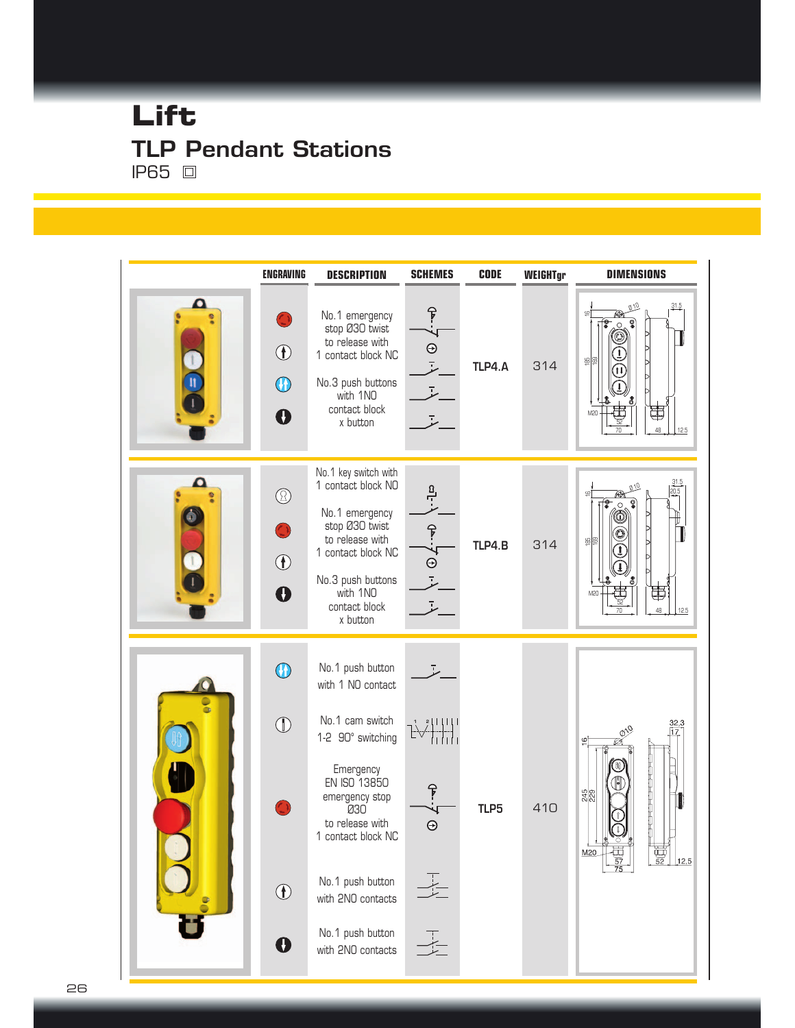# Lift

## TLP Pendant Stations

IP65 ◻

| | ENGRAVING | DESCRIPTION | SCHEMES | CODE | WEIGHTgr | DIMENSIONS |
|---|---|---|---|---|---|---|
| | | No.1 emergency stop Ø30 twist to release with 1 contact block NC<br><br>No.3 push buttons with 1NO contact block x button | | TLP4.A | 314 | |
| | | No.1 key switch with 1 contact block NO<br><br>No.1 emergency stop Ø30 twist to release with 1 contact block NC<br><br>No.3 push buttons with 1NO contact block x button | | TLP4.B | 314 | |
| | | No.1 push button with 1 NO contact<br><br>No.1 cam switch 1-2 90° switching<br><br>Emergency EN ISO 13850 emergency stop Ø30 to release with 1 contact block NC<br><br>No.1 push button with 2NO contacts<br><br>No.1 push button with 2NO contacts | | TLP5 | 410 | |

TLP4.A dimensions: 16, Ø10, 31.5, 185, 169, M20, 52, 70, 48, 12.5

TLP4.B dimensions: 16, Ø10, 31.5, 20.5, 185, 169, M20, 52, 70, 48, 12.5

TLP5 dimensions: 16, Ø10, 32.3, 17, 245, 229, M20, 57, 75, 52, 12.5